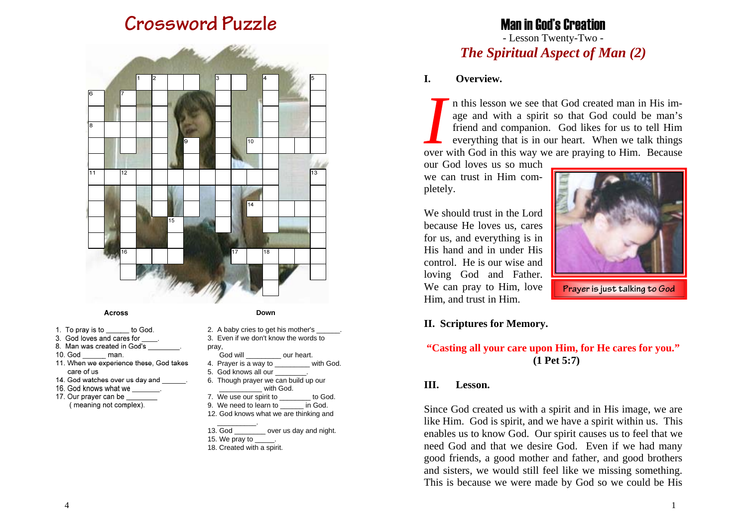# Crossword Puzzle

**Across**

1. To pray is to ______ to God.
3. God loves and cares for ____.
8. Man was created in God's ________.
10. God ______ man.
11. When we experience these, God takes care of us
14. God watches over us day and ______.
16. God knows what we _______.
17. Our prayer can be ________ ( meaning not complex).

**Down**

2. A baby cries to get his mother's ______.
3. Even if we don't know the words to pray, God will _________ our heart.
4. Prayer is a way to ________ with God.
5. God knows all our ________.
6. Though prayer we can build up our ___________ with God.
7. We use our spirit to ________ to God.
9. We need to learn to ______ in God.
12. God knows what we are thinking and __________.
13. God _______ over us day and night.
15. We pray to _____.
18. Created with a spirit.

# Man in God's Creation

- Lesson Twenty-Two -

## *The Spiritual Aspect of Man (2)*

### I. Overview.

In this lesson we see that God created man in His image and with a spirit so that God could be man's friend and companion. God likes for us to tell Him everything that is in our heart. When we talk things over with God in this way we are praying to Him. Because our God loves us so much we can trust in Him completely.

We should trust in the Lord because He loves us, cares for us, and everything is in His hand and in under His control. He is our wise and loving God and Father. We can pray to Him, love Him, and trust in Him.

Prayer is just talking to God

### II. Scriptures for Memory.

**"Casting all your care upon Him, for He cares for you."**
**(1 Pet 5:7)**

### III. Lesson.

Since God created us with a spirit and in His image, we are like Him. God is spirit, and we have a spirit within us. This enables us to know God. Our spirit causes us to feel that we need God and that we desire God. Even if we had many good friends, a good mother and father, and good brothers and sisters, we would still feel like we missing something. This is because we were made by God so we could be His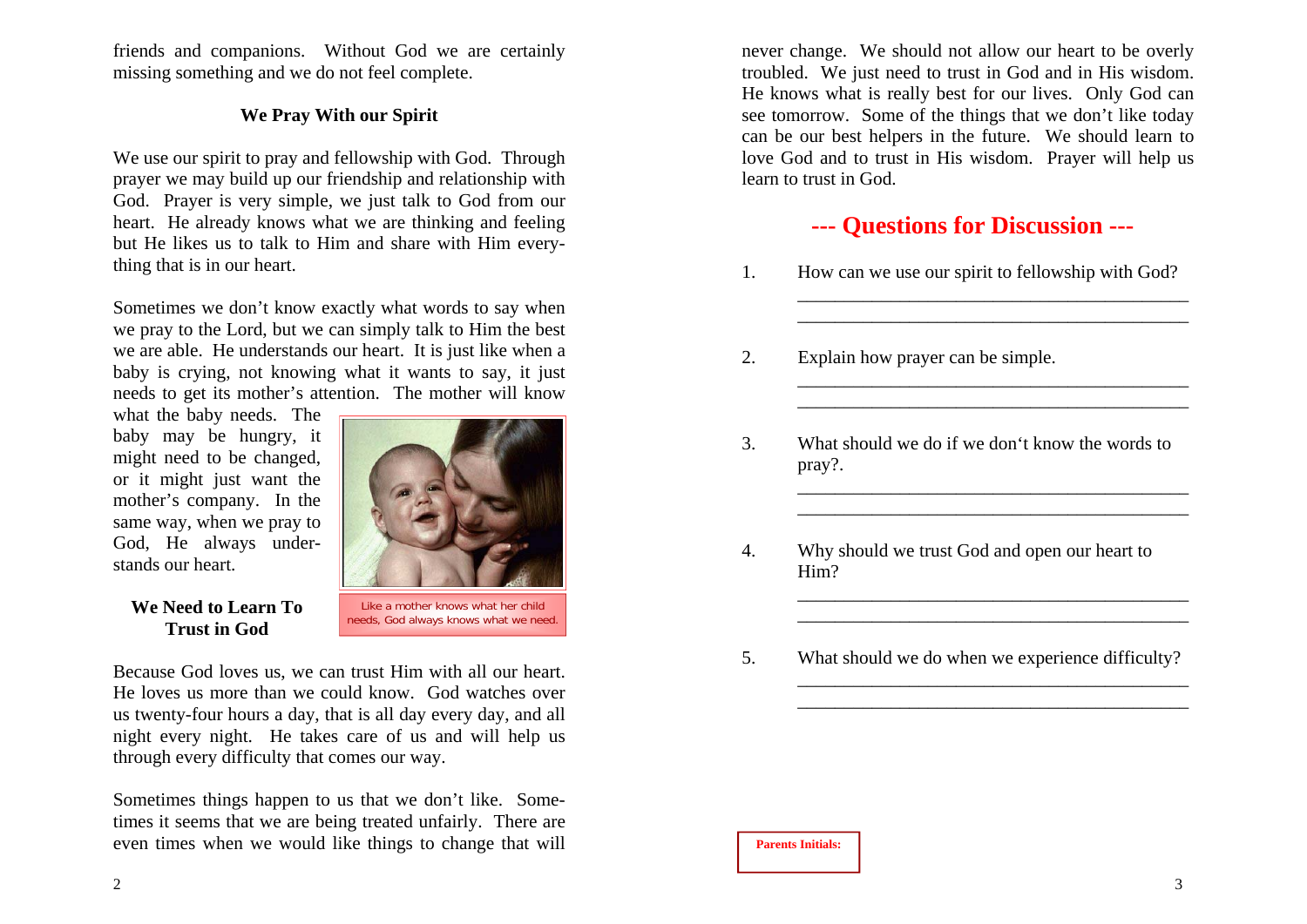friends and companions. Without God we are certainly missing something and we do not feel complete.

### We Pray With our Spirit

We use our spirit to pray and fellowship with God. Through prayer we may build up our friendship and relationship with God. Prayer is very simple, we just talk to God from our heart. He already knows what we are thinking and feeling but He likes us to talk to Him and share with Him everything that is in our heart.

Sometimes we don't know exactly what words to say when we pray to the Lord, but we can simply talk to Him the best we are able. He understands our heart. It is just like when a baby is crying, not knowing what it wants to say, it just needs to get its mother's attention. The mother will know what the baby needs. The baby may be hungry, it might need to be changed, or it might just want the mother's company. In the same way, when we pray to God, He always understands our heart.

Like a mother knows what her child needs, God always knows what we need.

### We Need to Learn To Trust in God

Because God loves us, we can trust Him with all our heart. He loves us more than we could know. God watches over us twenty-four hours a day, that is all day every day, and all night every night. He takes care of us and will help us through every difficulty that comes our way.

Sometimes things happen to us that we don't like. Sometimes it seems that we are being treated unfairly. There are even times when we would like things to change that will never change. We should not allow our heart to be overly troubled. We just need to trust in God and in His wisdom. He knows what is really best for our lives. Only God can see tomorrow. Some of the things that we don't like today can be our best helpers in the future. We should learn to love God and to trust in His wisdom. Prayer will help us learn to trust in God.

## --- Questions for Discussion ---

1. How can we use our spirit to fellowship with God?

   ____________________________________________

   ____________________________________________

2. Explain how prayer can be simple.

   ____________________________________________

   ____________________________________________

3. What should we do if we don't know the words to pray?.

   ____________________________________________

   ____________________________________________

4. Why should we trust God and open our heart to Him?

   ____________________________________________

   ____________________________________________

5. What should we do when we experience difficulty?

   ____________________________________________

   ____________________________________________

**Parents Initials:**